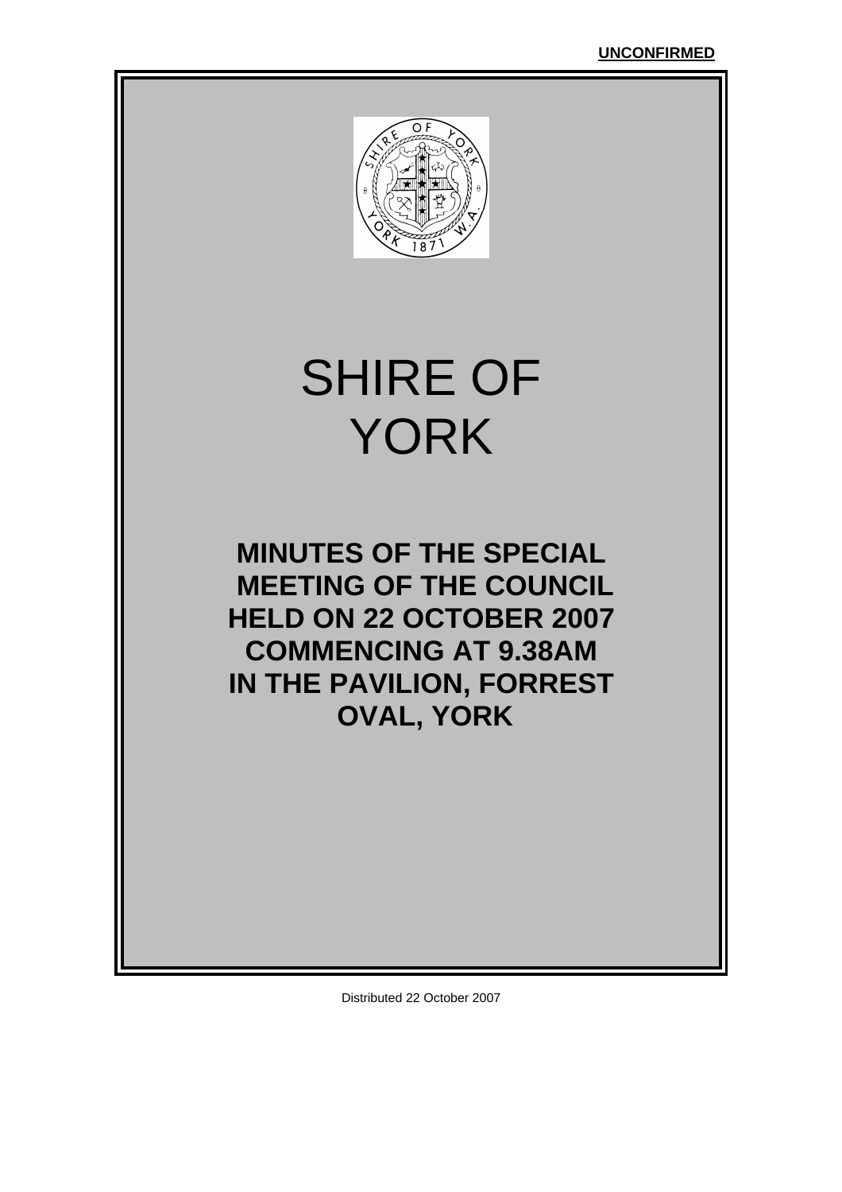**UNCONFIRMED**

# SHIRE OF YORK

## MINUTES OF THE SPECIAL MEETING OF THE COUNCIL HELD ON 22 OCTOBER 2007 COMMENCING AT 9.38AM IN THE PAVILION, FORREST OVAL, YORK

Distributed 22 October 2007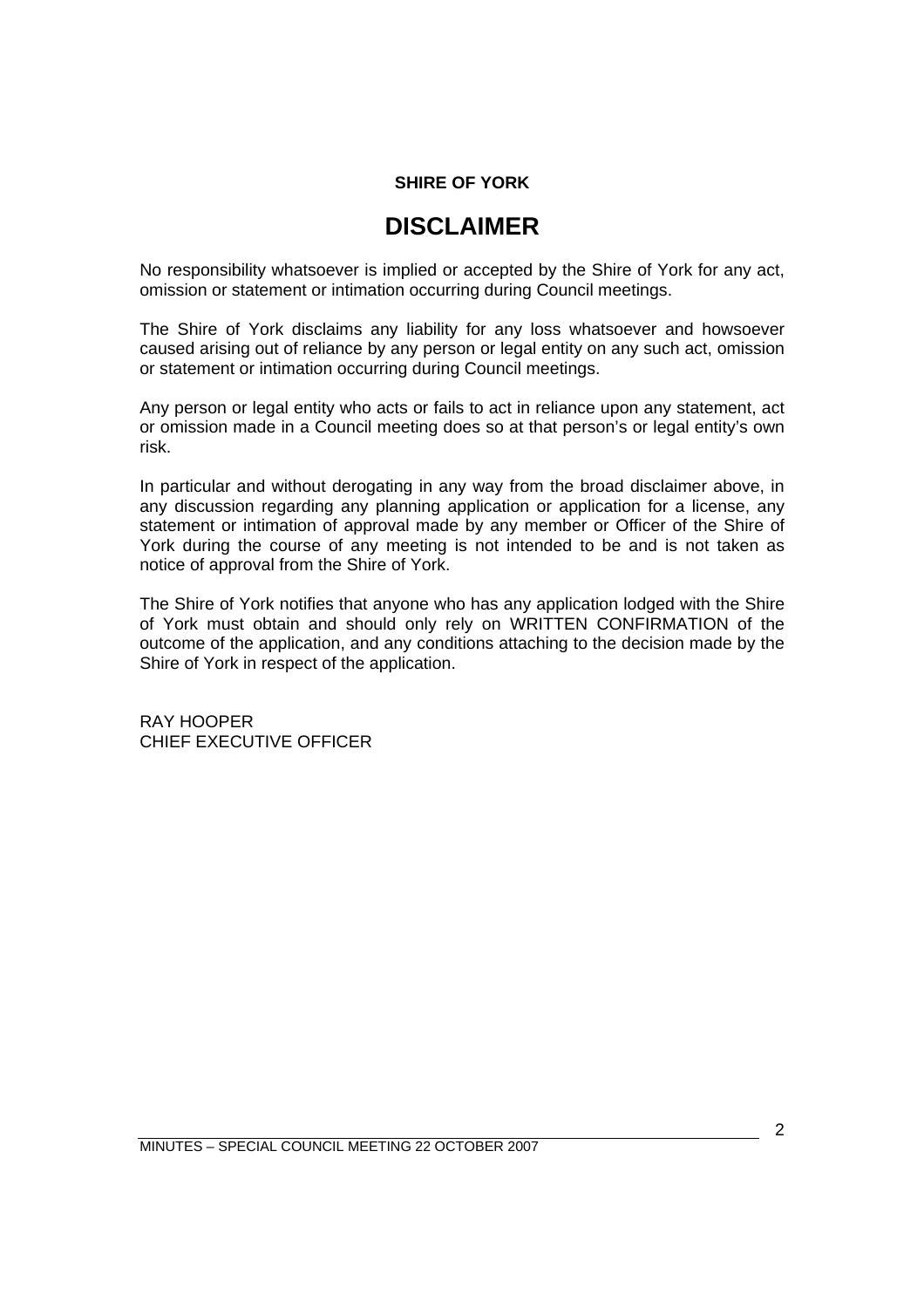**SHIRE OF YORK**

# DISCLAIMER

No responsibility whatsoever is implied or accepted by the Shire of York for any act, omission or statement or intimation occurring during Council meetings.

The Shire of York disclaims any liability for any loss whatsoever and howsoever caused arising out of reliance by any person or legal entity on any such act, omission or statement or intimation occurring during Council meetings.

Any person or legal entity who acts or fails to act in reliance upon any statement, act or omission made in a Council meeting does so at that person's or legal entity's own risk.

In particular and without derogating in any way from the broad disclaimer above, in any discussion regarding any planning application or application for a license, any statement or intimation of approval made by any member or Officer of the Shire of York during the course of any meeting is not intended to be and is not taken as notice of approval from the Shire of York.

The Shire of York notifies that anyone who has any application lodged with the Shire of York must obtain and should only rely on WRITTEN CONFIRMATION of the outcome of the application, and any conditions attaching to the decision made by the Shire of York in respect of the application.

RAY HOOPER
CHIEF EXECUTIVE OFFICER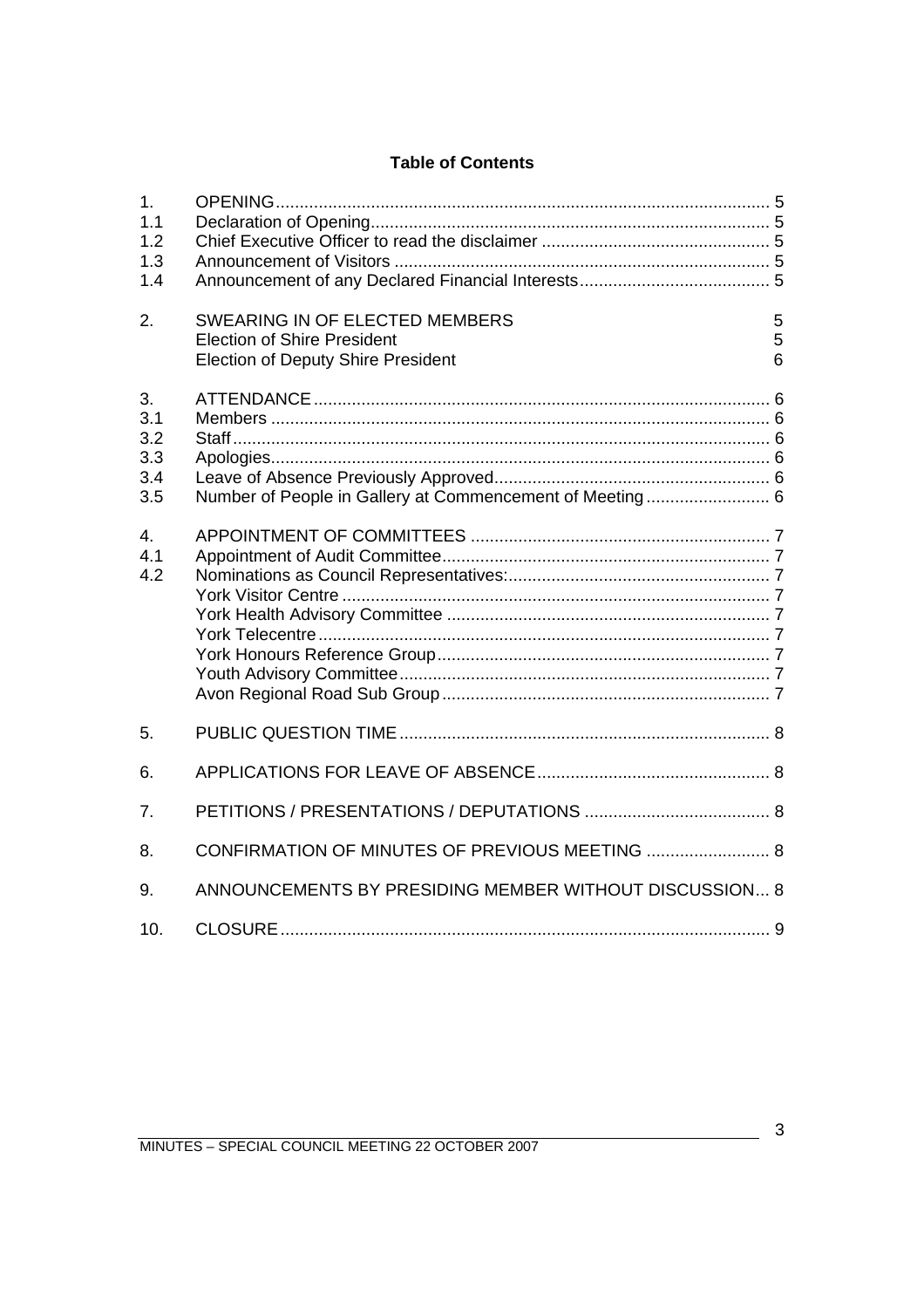## Table of Contents

| | | |
|---|---|---|
| 1. | OPENING | 5 |
| 1.1 | Declaration of Opening | 5 |
| 1.2 | Chief Executive Officer to read the disclaimer | 5 |
| 1.3 | Announcement of Visitors | 5 |
| 1.4 | Announcement of any Declared Financial Interests | 5 |
| 2. | SWEARING IN OF ELECTED MEMBERS | 5 |
| | Election of Shire President | 5 |
| | Election of Deputy Shire President | 6 |
| 3. | ATTENDANCE | 6 |
| 3.1 | Members | 6 |
| 3.2 | Staff | 6 |
| 3.3 | Apologies | 6 |
| 3.4 | Leave of Absence Previously Approved | 6 |
| 3.5 | Number of People in Gallery at Commencement of Meeting | 6 |
| 4. | APPOINTMENT OF COMMITTEES | 7 |
| 4.1 | Appointment of Audit Committee | 7 |
| 4.2 | Nominations as Council Representatives: | 7 |
| | York Visitor Centre | 7 |
| | York Health Advisory Committee | 7 |
| | York Telecentre | 7 |
| | York Honours Reference Group | 7 |
| | Youth Advisory Committee | 7 |
| | Avon Regional Road Sub Group | 7 |
| 5. | PUBLIC QUESTION TIME | 8 |
| 6. | APPLICATIONS FOR LEAVE OF ABSENCE | 8 |
| 7. | PETITIONS / PRESENTATIONS / DEPUTATIONS | 8 |
| 8. | CONFIRMATION OF MINUTES OF PREVIOUS MEETING | 8 |
| 9. | ANNOUNCEMENTS BY PRESIDING MEMBER WITHOUT DISCUSSION | 8 |
| 10. | CLOSURE | 9 |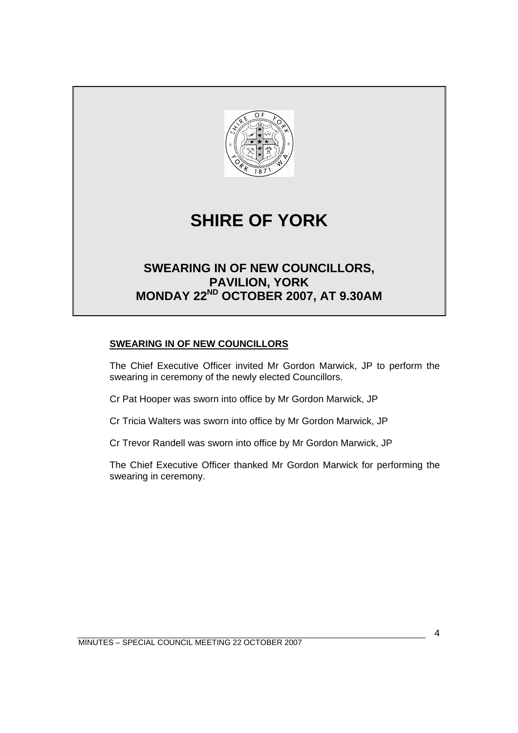# SHIRE OF YORK

## SWEARING IN OF NEW COUNCILLORS, PAVILION, YORK MONDAY 22ND OCTOBER 2007, AT 9.30AM

**SWEARING IN OF NEW COUNCILLORS**

The Chief Executive Officer invited Mr Gordon Marwick, JP to perform the swearing in ceremony of the newly elected Councillors.

Cr Pat Hooper was sworn into office by Mr Gordon Marwick, JP

Cr Tricia Walters was sworn into office by Mr Gordon Marwick, JP

Cr Trevor Randell was sworn into office by Mr Gordon Marwick, JP

The Chief Executive Officer thanked Mr Gordon Marwick for performing the swearing in ceremony.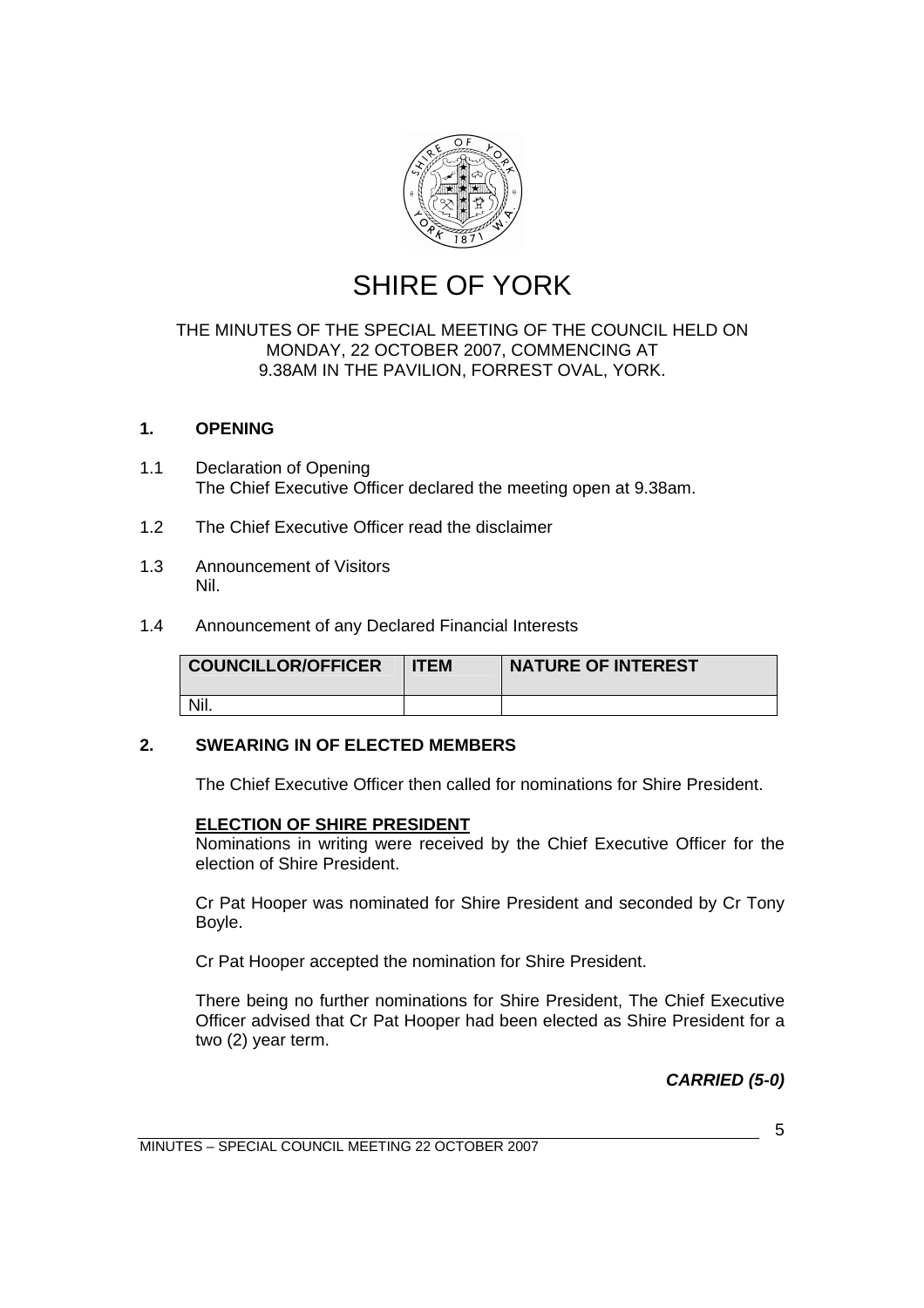# SHIRE OF YORK

THE MINUTES OF THE SPECIAL MEETING OF THE COUNCIL HELD ON MONDAY, 22 OCTOBER 2007, COMMENCING AT 9.38AM IN THE PAVILION, FORREST OVAL, YORK.

## 1. OPENING

1.1 Declaration of Opening
The Chief Executive Officer declared the meeting open at 9.38am.

1.2 The Chief Executive Officer read the disclaimer

1.3 Announcement of Visitors
Nil.

1.4 Announcement of any Declared Financial Interests

| COUNCILLOR/OFFICER | ITEM | NATURE OF INTEREST |
|---|---|---|
| Nil. | | |

## 2. SWEARING IN OF ELECTED MEMBERS

The Chief Executive Officer then called for nominations for Shire President.

**ELECTION OF SHIRE PRESIDENT**
Nominations in writing were received by the Chief Executive Officer for the election of Shire President.

Cr Pat Hooper was nominated for Shire President and seconded by Cr Tony Boyle.

Cr Pat Hooper accepted the nomination for Shire President.

There being no further nominations for Shire President, The Chief Executive Officer advised that Cr Pat Hooper had been elected as Shire President for a two (2) year term.

***CARRIED (5-0)***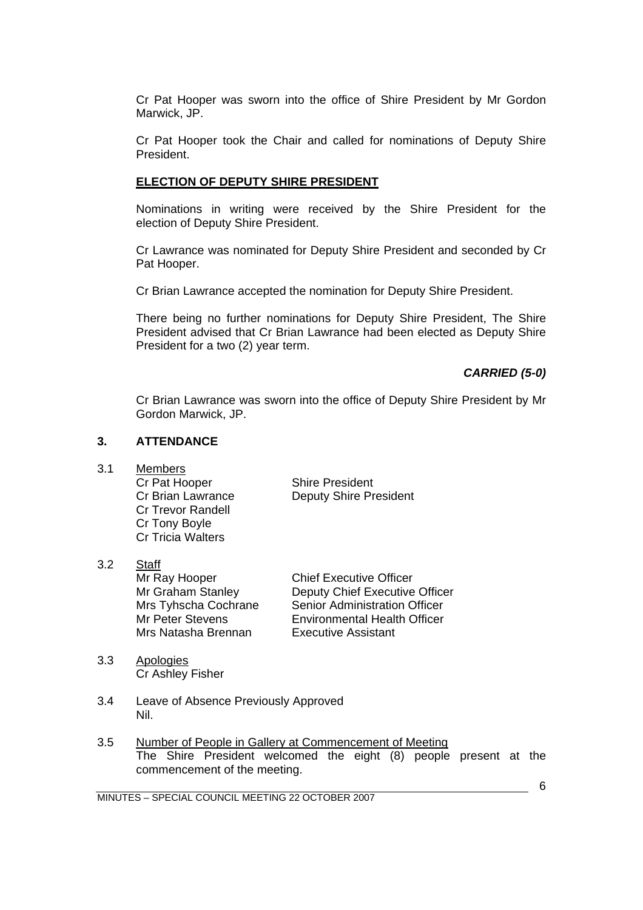Cr Pat Hooper was sworn into the office of Shire President by Mr Gordon Marwick, JP.

Cr Pat Hooper took the Chair and called for nominations of Deputy Shire President.

**ELECTION OF DEPUTY SHIRE PRESIDENT**

Nominations in writing were received by the Shire President for the election of Deputy Shire President.

Cr Lawrance was nominated for Deputy Shire President and seconded by Cr Pat Hooper.

Cr Brian Lawrance accepted the nomination for Deputy Shire President.

There being no further nominations for Deputy Shire President, The Shire President advised that Cr Brian Lawrance had been elected as Deputy Shire President for a two (2) year term.

***CARRIED (5-0)***

Cr Brian Lawrance was sworn into the office of Deputy Shire President by Mr Gordon Marwick, JP.

## 3. ATTENDANCE

3.1 Members

| | |
|---|---|
| Cr Pat Hooper | Shire President |
| Cr Brian Lawrance | Deputy Shire President |
| Cr Trevor Randell | |
| Cr Tony Boyle | |
| Cr Tricia Walters | |

3.2 Staff

| | |
|---|---|
| Mr Ray Hooper | Chief Executive Officer |
| Mr Graham Stanley | Deputy Chief Executive Officer |
| Mrs Tyhscha Cochrane | Senior Administration Officer |
| Mr Peter Stevens | Environmental Health Officer |
| Mrs Natasha Brennan | Executive Assistant |

3.3 Apologies
Cr Ashley Fisher

3.4 Leave of Absence Previously Approved
Nil.

3.5 Number of People in Gallery at Commencement of Meeting
The Shire President welcomed the eight (8) people present at the commencement of the meeting.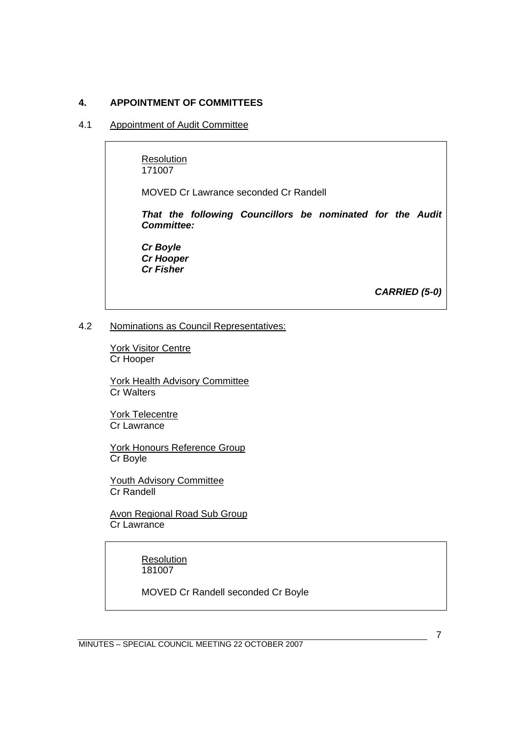## 4. APPOINTMENT OF COMMITTEES

### 4.1 Appointment of Audit Committee

Resolution
171007

MOVED Cr Lawrance seconded Cr Randell

***That the following Councillors be nominated for the Audit Committee:***

***Cr Boyle***
***Cr Hooper***
***Cr Fisher***

***CARRIED (5-0)***

### 4.2 Nominations as Council Representatives:

York Visitor Centre
Cr Hooper

York Health Advisory Committee
Cr Walters

York Telecentre
Cr Lawrance

York Honours Reference Group
Cr Boyle

Youth Advisory Committee
Cr Randell

Avon Regional Road Sub Group
Cr Lawrance

Resolution
181007

MOVED Cr Randell seconded Cr Boyle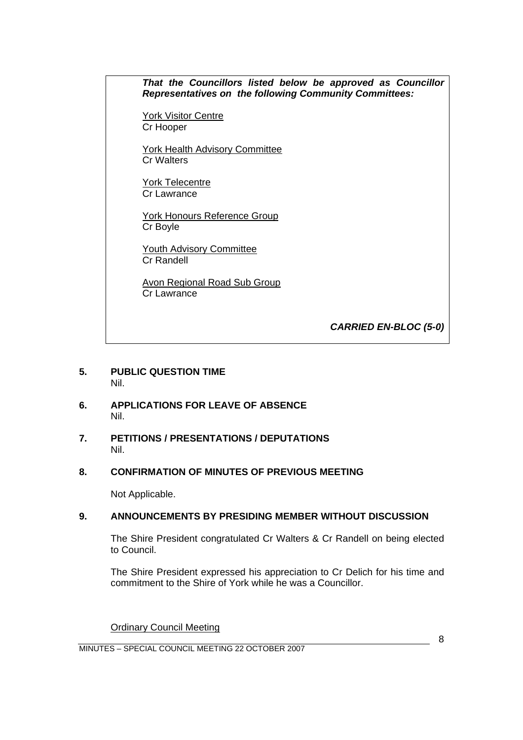***That the Councillors listed below be approved as Councillor Representatives on the following Community Committees:***

York Visitor Centre
Cr Hooper

York Health Advisory Committee
Cr Walters

York Telecentre
Cr Lawrance

York Honours Reference Group
Cr Boyle

Youth Advisory Committee
Cr Randell

Avon Regional Road Sub Group
Cr Lawrance

***CARRIED EN-BLOC (5-0)***

## 5. PUBLIC QUESTION TIME

Nil.

## 6. APPLICATIONS FOR LEAVE OF ABSENCE

Nil.

## 7. PETITIONS / PRESENTATIONS / DEPUTATIONS

Nil.

## 8. CONFIRMATION OF MINUTES OF PREVIOUS MEETING

Not Applicable.

## 9. ANNOUNCEMENTS BY PRESIDING MEMBER WITHOUT DISCUSSION

The Shire President congratulated Cr Walters & Cr Randell on being elected to Council.

The Shire President expressed his appreciation to Cr Delich for his time and commitment to the Shire of York while he was a Councillor.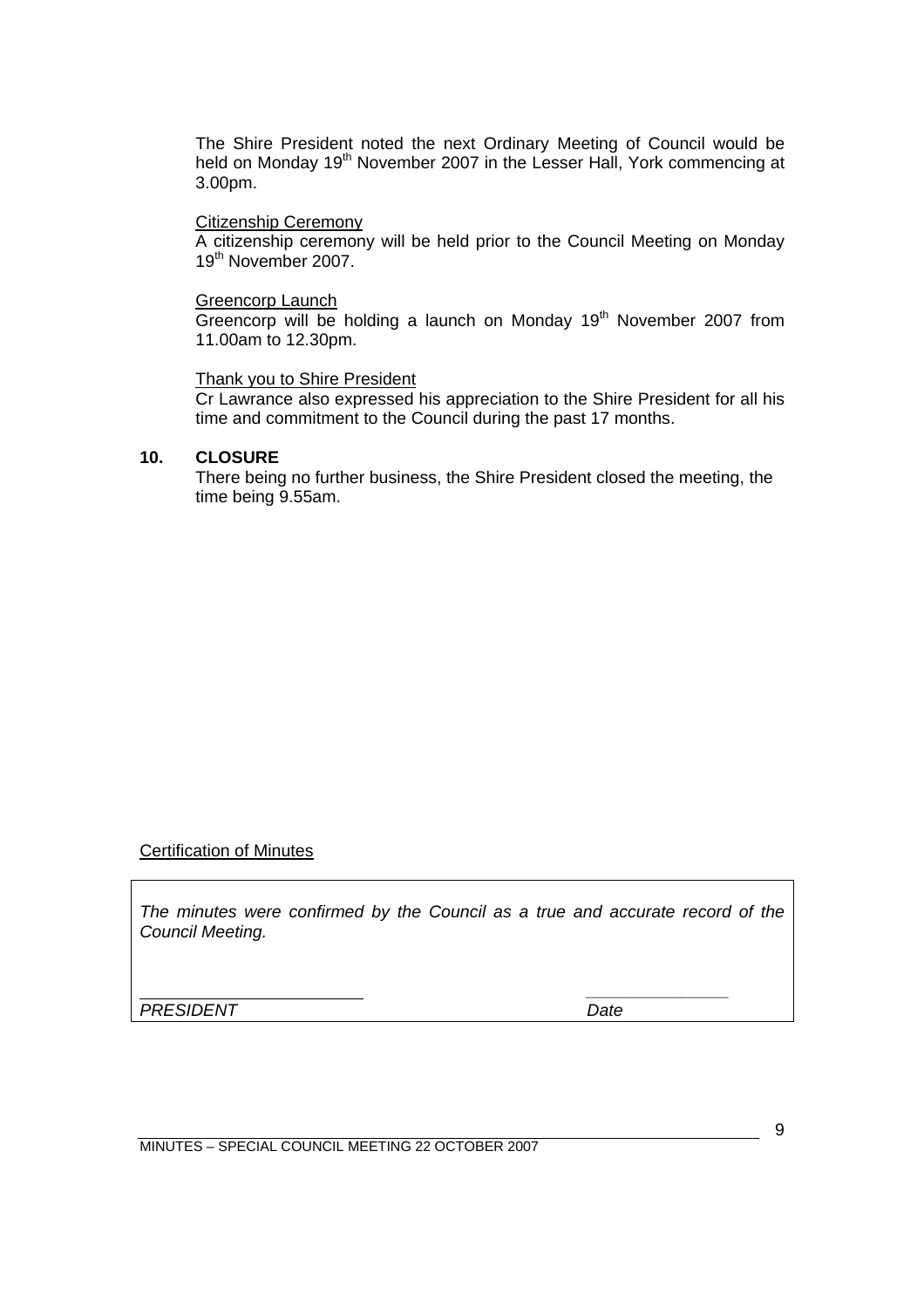The Shire President noted the next Ordinary Meeting of Council would be held on Monday 19th November 2007 in the Lesser Hall, York commencing at 3.00pm.

Citizenship Ceremony
A citizenship ceremony will be held prior to the Council Meeting on Monday 19th November 2007.

Greencorp Launch
Greencorp will be holding a launch on Monday 19th November 2007 from 11.00am to 12.30pm.

Thank you to Shire President
Cr Lawrance also expressed his appreciation to the Shire President for all his time and commitment to the Council during the past 17 months.

## 10. CLOSURE

There being no further business, the Shire President closed the meeting, the time being 9.55am.

Certification of Minutes

*The minutes were confirmed by the Council as a true and accurate record of the Council Meeting.*

\_\_\_\_\_\_\_\_\_\_\_\_\_\_\_\_\_\_\_\_\_\_\_ \_\_\_\_\_\_\_\_\_\_\_\_\_\_\_\_

*PRESIDENT* *Date*